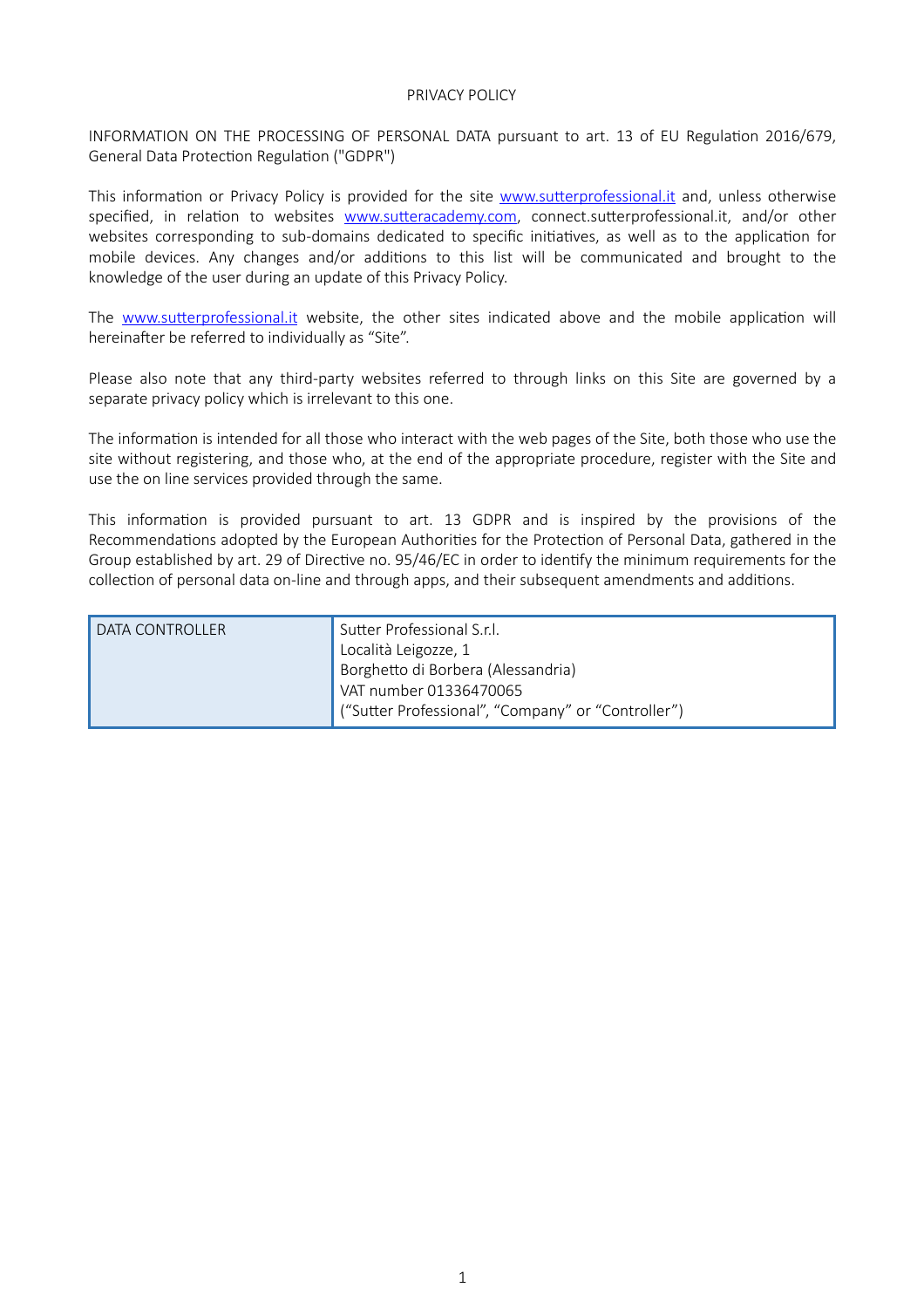# PRIVACY POLICY

INFORMATION ON THE PROCESSING OF PERSONAL DATA pursuant to art. 13 of EU Regulation 2016/679, General Data Protection Regulation ("GDPR")

This information or Privacy Policy is provided for the site www.sutterprofessional.it and, unless otherwise specified, in relation to websites www.sutteracademy.com, connect.sutterprofessional.it, and/or other websites corresponding to sub-domains dedicated to specific initiatives, as well as to the application for mobile devices. Any changes and/or additions to this list will be communicated and brought to the knowledge of the user during an update of this Privacy Policy.

The www.sutterprofessional.it website, the other sites indicated above and the mobile application will hereinafter be referred to individually as "Site".

Please also note that any third-party websites referred to through links on this Site are governed by a separate privacy policy which is irrelevant to this one.

The information is intended for all those who interact with the web pages of the Site, both those who use the site without registering, and those who, at the end of the appropriate procedure, register with the Site and use the on line services provided through the same.

This information is provided pursuant to art. 13 GDPR and is inspired by the provisions of the Recommendations adopted by the European Authorities for the Protection of Personal Data, gathered in the Group established by art. 29 of Directive no. 95/46/EC in order to identify the minimum requirements for the collection of personal data on-line and through apps, and their subsequent amendments and additions.

| DATA CONTROLLER | Sutter Professional S.r.l.<br>Località Leigozze, 1<br>Borghetto di Borbera (Alessandria)<br>VAT number 01336470065<br>("Sutter Professional", "Company" or "Controller") |
|---|---|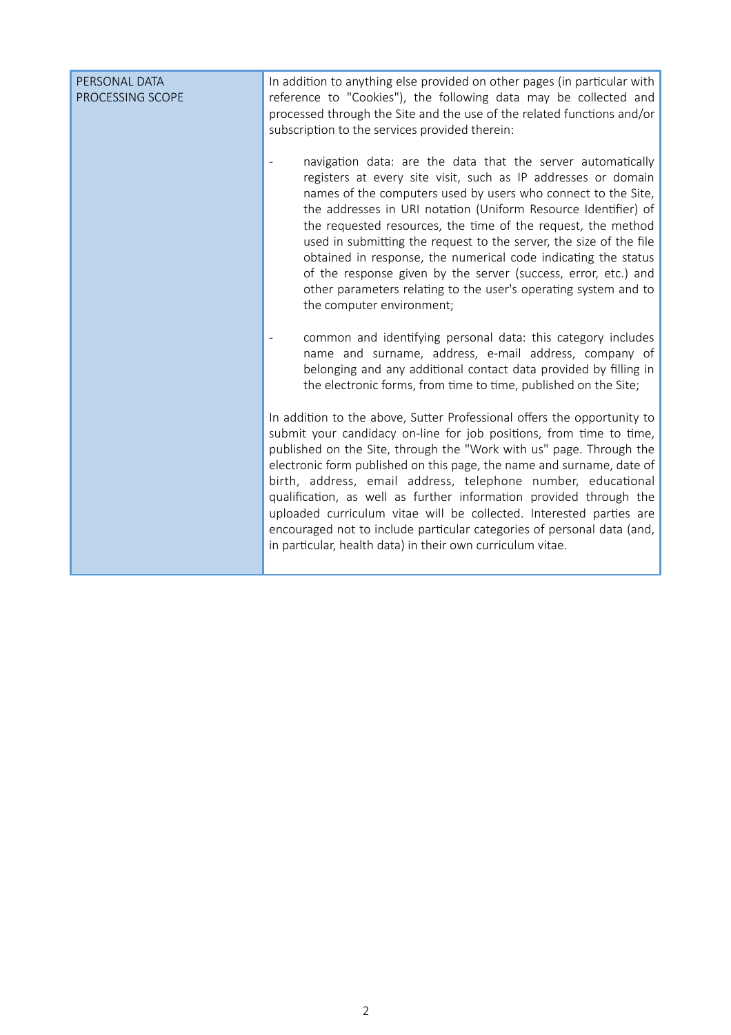| PERSONAL DATA PROCESSING SCOPE | In addition to anything else provided on other pages (in particular with reference to "Cookies"), the following data may be collected and processed through the Site and the use of the related functions and/or subscription to the services provided therein:<br><br>- navigation data: are the data that the server automatically registers at every site visit, such as IP addresses or domain names of the computers used by users who connect to the Site, the addresses in URI notation (Uniform Resource Identifier) of the requested resources, the time of the request, the method used in submitting the request to the server, the size of the file obtained in response, the numerical code indicating the status of the response given by the server (success, error, etc.) and other parameters relating to the user's operating system and to the computer environment;<br><br>- common and identifying personal data: this category includes name and surname, address, e-mail address, company of belonging and any additional contact data provided by filling in the electronic forms, from time to time, published on the Site;<br><br>In addition to the above, Sutter Professional offers the opportunity to submit your candidacy on-line for job positions, from time to time, published on the Site, through the "Work with us" page. Through the electronic form published on this page, the name and surname, date of birth, address, email address, telephone number, educational qualification, as well as further information provided through the uploaded curriculum vitae will be collected. Interested parties are encouraged not to include particular categories of personal data (and, in particular, health data) in their own curriculum vitae. |
|---|---|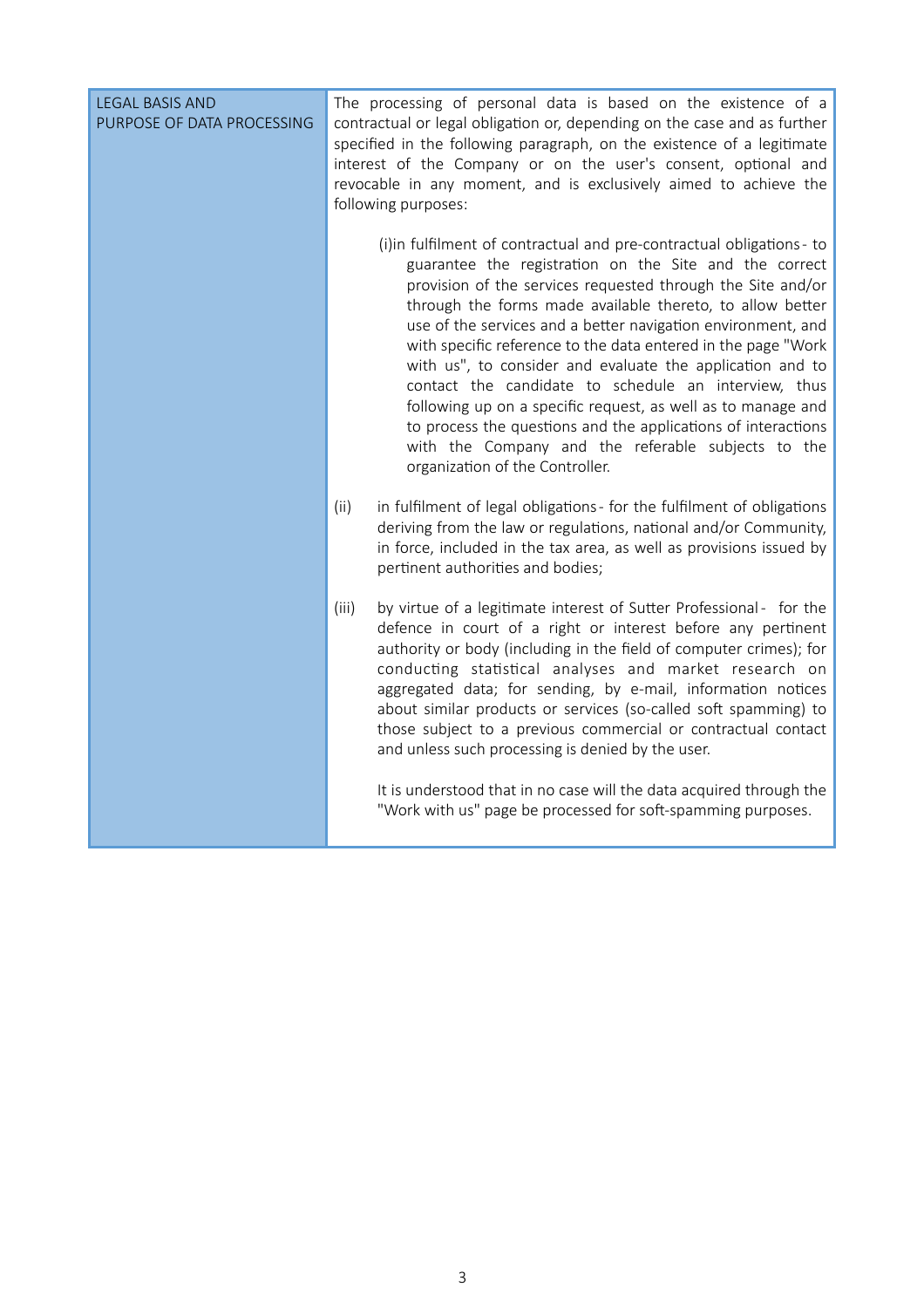| LEGAL BASIS AND PURPOSE OF DATA PROCESSING | The processing of personal data is based on the existence of a contractual or legal obligation or, depending on the case and as further specified in the following paragraph, on the existence of a legitimate interest of the Company or on the user's consent, optional and revocable in any moment, and is exclusively aimed to achieve the following purposes:<br><br>(i)in fulfilment of contractual and pre-contractual obligations - to guarantee the registration on the Site and the correct provision of the services requested through the Site and/or through the forms made available thereto, to allow better use of the services and a better navigation environment, and with specific reference to the data entered in the page "Work with us", to consider and evaluate the application and to contact the candidate to schedule an interview, thus following up on a specific request, as well as to manage and to process the questions and the applications of interactions with the Company and the referable subjects to the organization of the Controller.<br><br>(ii) in fulfilment of legal obligations - for the fulfilment of obligations deriving from the law or regulations, national and/or Community, in force, included in the tax area, as well as provisions issued by pertinent authorities and bodies;<br><br>(iii) by virtue of a legitimate interest of Sutter Professional - for the defence in court of a right or interest before any pertinent authority or body (including in the field of computer crimes); for conducting statistical analyses and market research on aggregated data; for sending, by e-mail, information notices about similar products or services (so-called soft spamming) to those subject to a previous commercial or contractual contact and unless such processing is denied by the user.<br><br>It is understood that in no case will the data acquired through the "Work with us" page be processed for soft-spamming purposes. |
|---|---|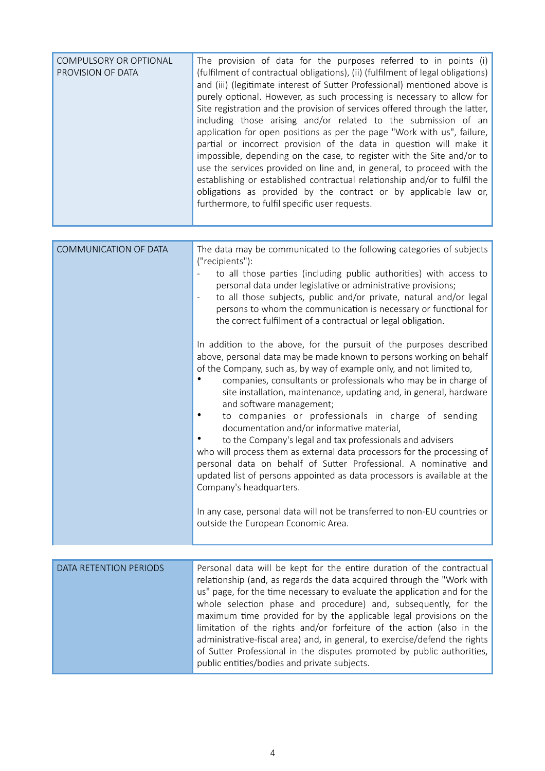| COMPULSORY OR OPTIONAL PROVISION OF DATA | The provision of data for the purposes referred to in points (i) (fulfilment of contractual obligations), (ii) (fulfilment of legal obligations) and (iii) (legitimate interest of Sutter Professional) mentioned above is purely optional. However, as such processing is necessary to allow for Site registration and the provision of services offered through the latter, including those arising and/or related to the submission of an application for open positions as per the page "Work with us", failure, partial or incorrect provision of the data in question will make it impossible, depending on the case, to register with the Site and/or to use the services provided on line and, in general, to proceed with the establishing or established contractual relationship and/or to fulfil the obligations as provided by the contract or by applicable law or, furthermore, to fulfil specific user requests. |
|---|---|

| COMMUNICATION OF DATA | The data may be communicated to the following categories of subjects ("recipients"):<br>- to all those parties (including public authorities) with access to personal data under legislative or administrative provisions;<br>- to all those subjects, public and/or private, natural and/or legal persons to whom the communication is necessary or functional for the correct fulfilment of a contractual or legal obligation.<br><br>In addition to the above, for the pursuit of the purposes described above, personal data may be made known to persons working on behalf of the Company, such as, by way of example only, and not limited to,<br>• companies, consultants or professionals who may be in charge of site installation, maintenance, updating and, in general, hardware and software management;<br>• to companies or professionals in charge of sending documentation and/or informative material,<br>• to the Company's legal and tax professionals and advisers<br>who will process them as external data processors for the processing of personal data on behalf of Sutter Professional. A nominative and updated list of persons appointed as data processors is available at the Company's headquarters.<br><br>In any case, personal data will not be transferred to non-EU countries or outside the European Economic Area. |
|---|---|

| DATA RETENTION PERIODS | Personal data will be kept for the entire duration of the contractual relationship (and, as regards the data acquired through the "Work with us" page, for the time necessary to evaluate the application and for the whole selection phase and procedure) and, subsequently, for the maximum time provided for by the applicable legal provisions on the limitation of the rights and/or forfeiture of the action (also in the administrative-fiscal area) and, in general, to exercise/defend the rights of Sutter Professional in the disputes promoted by public authorities, public entities/bodies and private subjects. |
|---|---|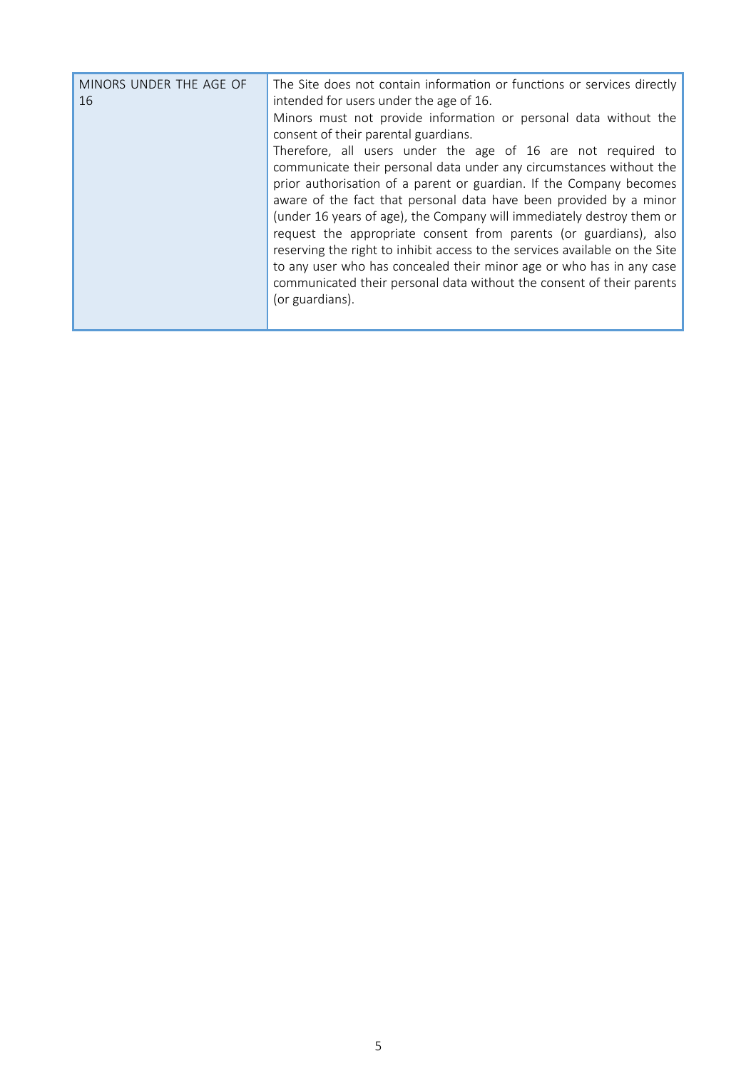| MINORS UNDER THE AGE OF 16 | The Site does not contain information or functions or services directly intended for users under the age of 16.<br>Minors must not provide information or personal data without the consent of their parental guardians.<br>Therefore, all users under the age of 16 are not required to communicate their personal data under any circumstances without the prior authorisation of a parent or guardian. If the Company becomes aware of the fact that personal data have been provided by a minor (under 16 years of age), the Company will immediately destroy them or request the appropriate consent from parents (or guardians), also reserving the right to inhibit access to the services available on the Site to any user who has concealed their minor age or who has in any case communicated their personal data without the consent of their parents (or guardians). |
|---|---|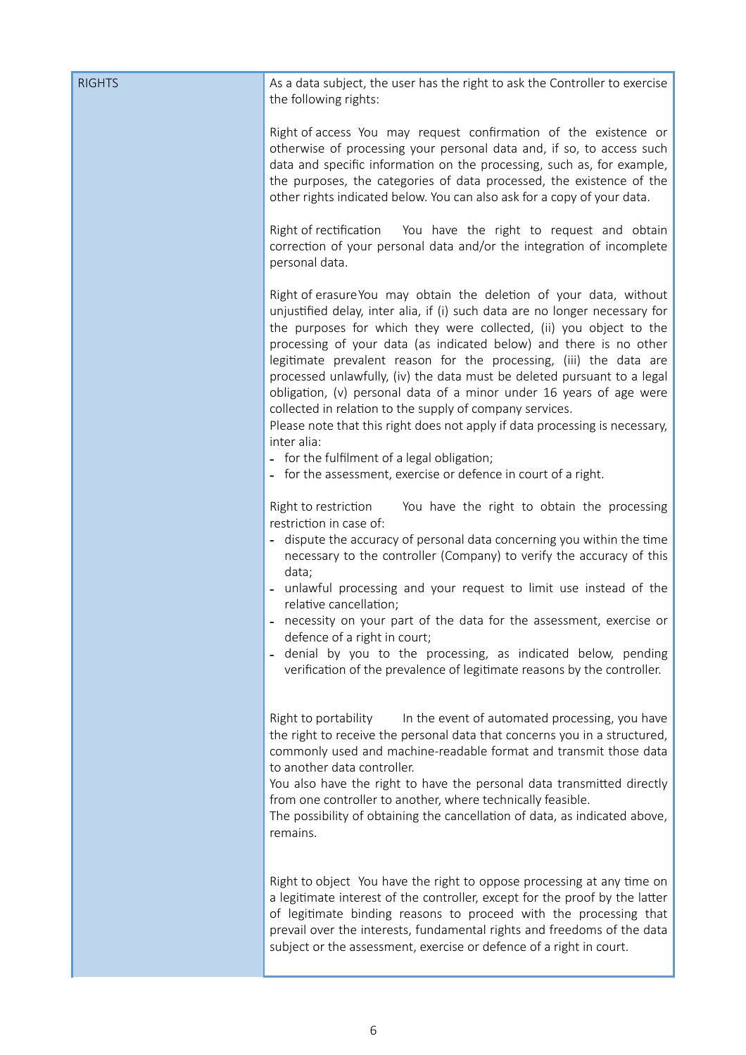| | |
|---|---|
| RIGHTS | As a data subject, the user has the right to ask the Controller to exercise the following rights:<br><br>Right of access You may request confirmation of the existence or otherwise of processing your personal data and, if so, to access such data and specific information on the processing, such as, for example, the purposes, the categories of data processed, the existence of the other rights indicated below. You can also ask for a copy of your data.<br><br>Right of rectification You have the right to request and obtain correction of your personal data and/or the integration of incomplete personal data.<br><br>Right of erasure You may obtain the deletion of your data, without unjustified delay, inter alia, if (i) such data are no longer necessary for the purposes for which they were collected, (ii) you object to the processing of your data (as indicated below) and there is no other legitimate prevalent reason for the processing, (iii) the data are processed unlawfully, (iv) the data must be deleted pursuant to a legal obligation, (v) personal data of a minor under 16 years of age were collected in relation to the supply of company services.<br>Please note that this right does not apply if data processing is necessary, inter alia:<br>- for the fulfilment of a legal obligation;<br>- for the assessment, exercise or defence in court of a right.<br><br>Right to restriction You have the right to obtain the processing restriction in case of:<br>- dispute the accuracy of personal data concerning you within the time necessary to the controller (Company) to verify the accuracy of this data;<br>- unlawful processing and your request to limit use instead of the relative cancellation;<br>- necessity on your part of the data for the assessment, exercise or defence of a right in court;<br>- denial by you to the processing, as indicated below, pending verification of the prevalence of legitimate reasons by the controller.<br><br>Right to portability In the event of automated processing, you have the right to receive the personal data that concerns you in a structured, commonly used and machine-readable format and transmit those data to another data controller.<br>You also have the right to have the personal data transmitted directly from one controller to another, where technically feasible.<br>The possibility of obtaining the cancellation of data, as indicated above, remains.<br><br>Right to object You have the right to oppose processing at any time on a legitimate interest of the controller, except for the proof by the latter of legitimate binding reasons to proceed with the processing that prevail over the interests, fundamental rights and freedoms of the data subject or the assessment, exercise or defence of a right in court. |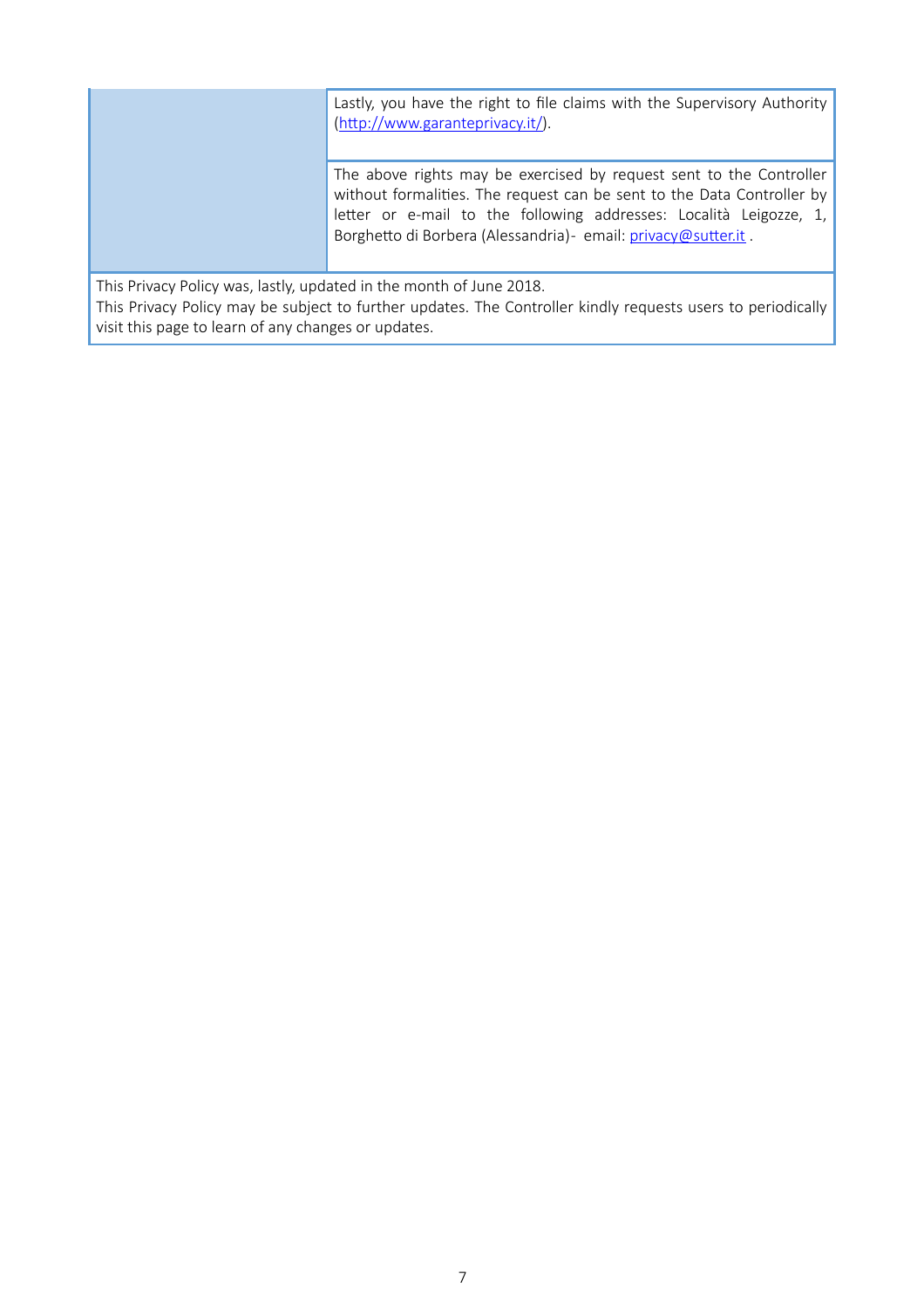| | |
|---|---|
| | Lastly, you have the right to file claims with the Supervisory Authority (http://www.garanteprivacy.it/). |
| | The above rights may be exercised by request sent to the Controller without formalities. The request can be sent to the Data Controller by letter or e-mail to the following addresses: Località Leigozze, 1, Borghetto di Borbera (Alessandria)- email: privacy@sutter.it . |

This Privacy Policy was, lastly, updated in the month of June 2018.
This Privacy Policy may be subject to further updates. The Controller kindly requests users to periodically visit this page to learn of any changes or updates.